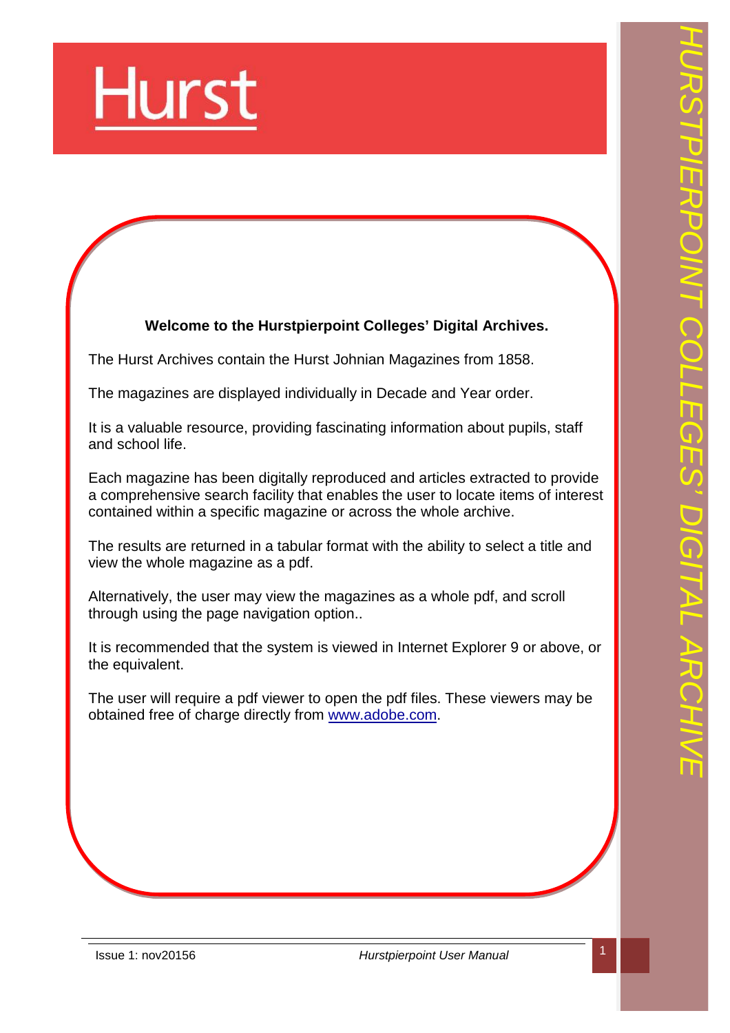# Hurst

**Welcome to the Hurstpierpoint Colleges' Digital Archives.**

The Hurst Archives contain the Hurst Johnian Magazines from 1858.

The magazines are displayed individually in Decade and Year order.

It is a valuable resource, providing fascinating information about pupils, staff and school life.

Each magazine has been digitally reproduced and articles extracted to provide a comprehensive search facility that enables the user to locate items of interest contained within a specific magazine or across the whole archive.

The results are returned in a tabular format with the ability to select a title and view the whole magazine as a pdf.

Alternatively, the user may view the magazines as a whole pdf, and scroll through using the page navigation option..

It is recommended that the system is viewed in Internet Explorer 9 or above, or the equivalent.

The user will require a pdf viewer to open the pdf files. These viewers may be obtained free of charge directly from www.adobe.com.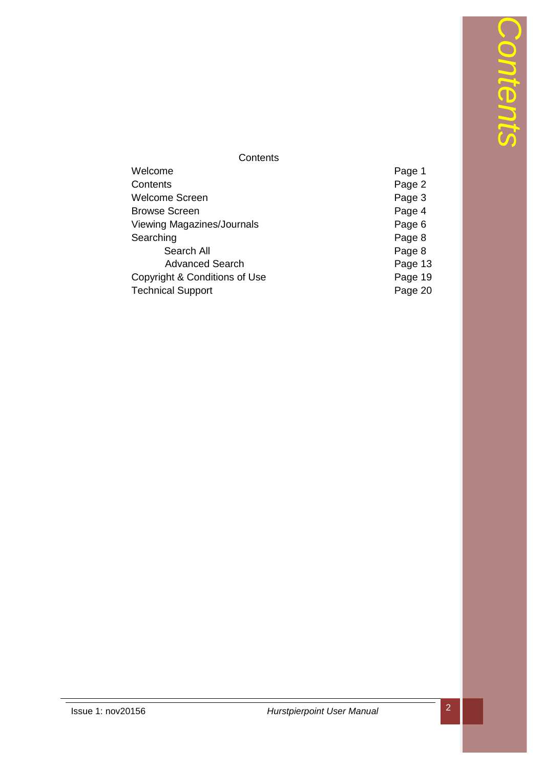# Contents

| Contents | |
|---|---|
| Welcome | Page 1 |
| Contents | Page 2 |
| Welcome Screen | Page 3 |
| Browse Screen | Page 4 |
| Viewing Magazines/Journals | Page 6 |
| Searching | Page 8 |
| Search All | Page 8 |
| Advanced Search | Page 13 |
| Copyright & Conditions of Use | Page 19 |
| Technical Support | Page 20 |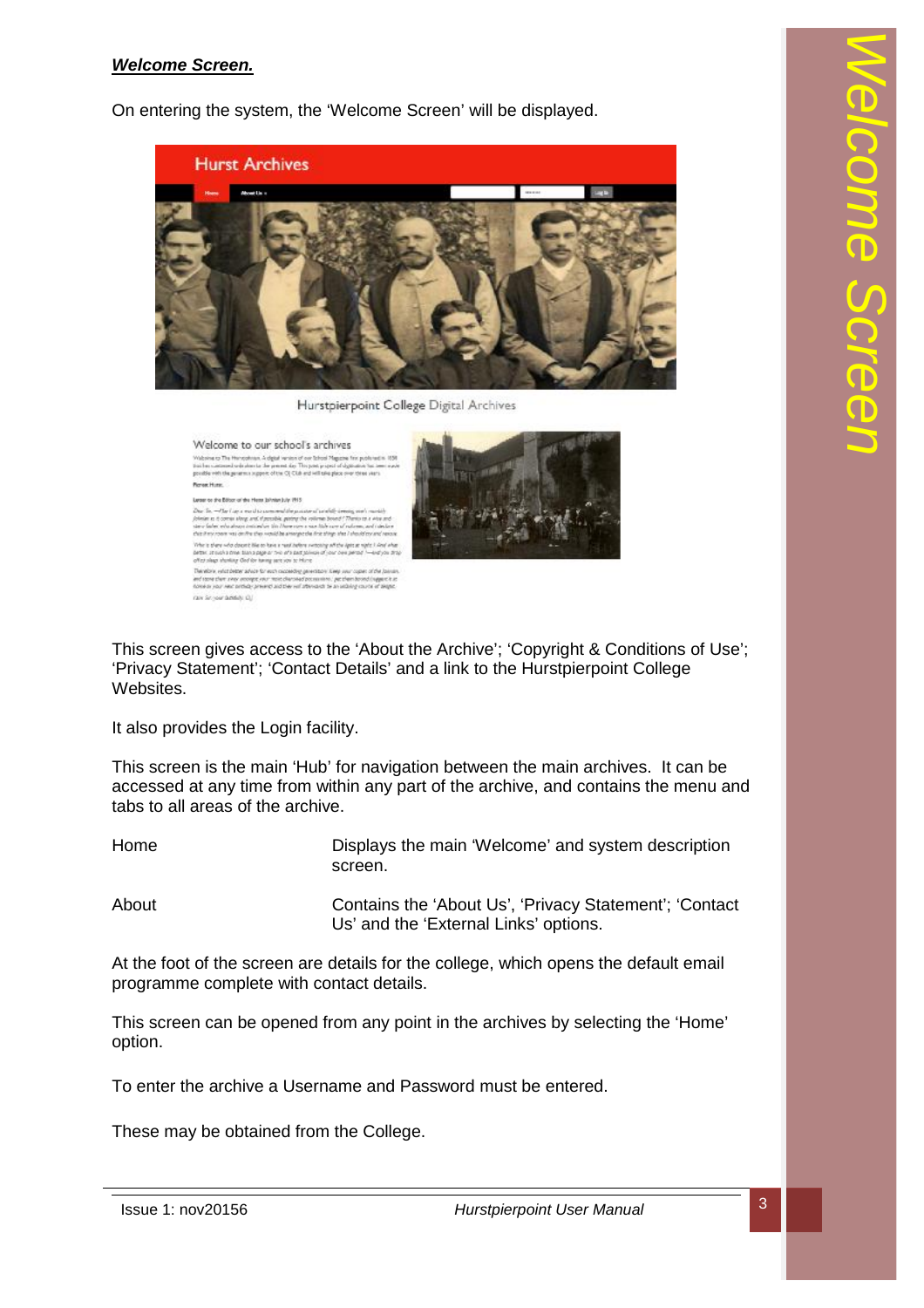***Welcome Screen.***

On entering the system, the 'Welcome Screen' will be displayed.

This screen gives access to the 'About the Archive'; 'Copyright & Conditions of Use'; 'Privacy Statement'; 'Contact Details' and a link to the Hurstpierpoint College Websites.

It also provides the Login facility.

This screen is the main 'Hub' for navigation between the main archives. It can be accessed at any time from within any part of the archive, and contains the menu and tabs to all areas of the archive.

| | |
|---|---|
| Home | Displays the main 'Welcome' and system description screen. |
| About | Contains the 'About Us', 'Privacy Statement'; 'Contact Us' and the 'External Links' options. |

At the foot of the screen are details for the college, which opens the default email programme complete with contact details.

This screen can be opened from any point in the archives by selecting the 'Home' option.

To enter the archive a Username and Password must be entered.

These may be obtained from the College.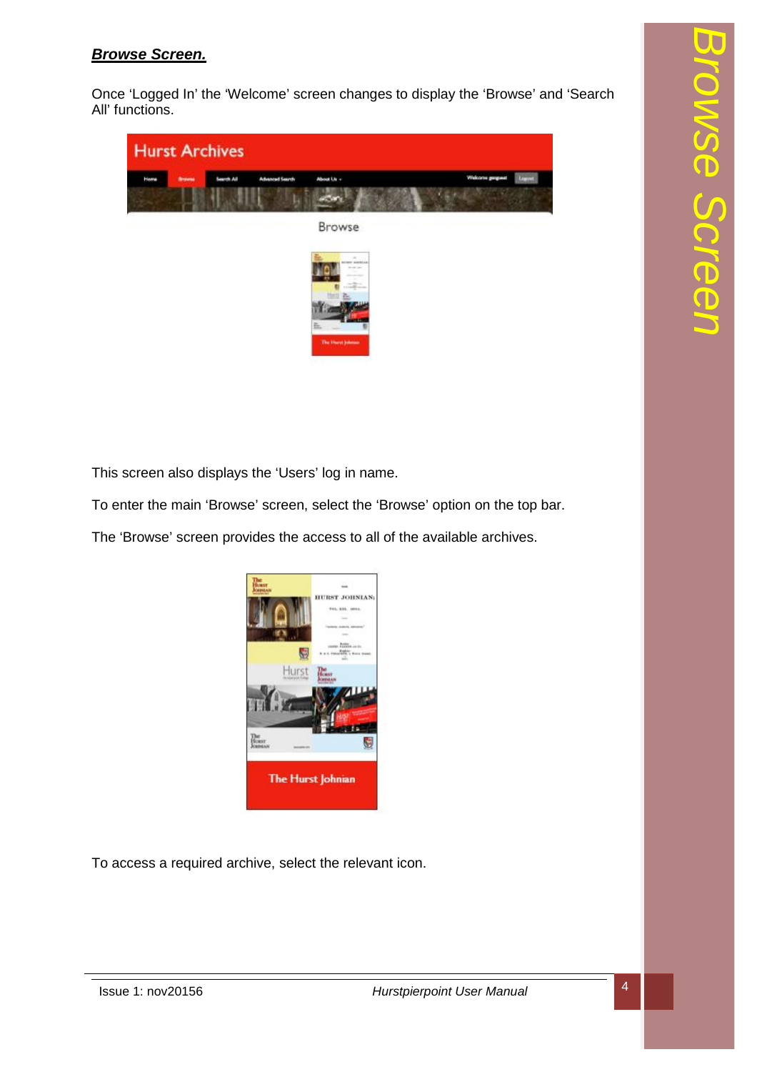## ***Browse Screen.***

Once 'Logged In' the 'Welcome' screen changes to display the 'Browse' and 'Search All' functions.

This screen also displays the 'Users' log in name.

To enter the main 'Browse' screen, select the 'Browse' option on the top bar.

The 'Browse' screen provides the access to all of the available archives.

To access a required archive, select the relevant icon.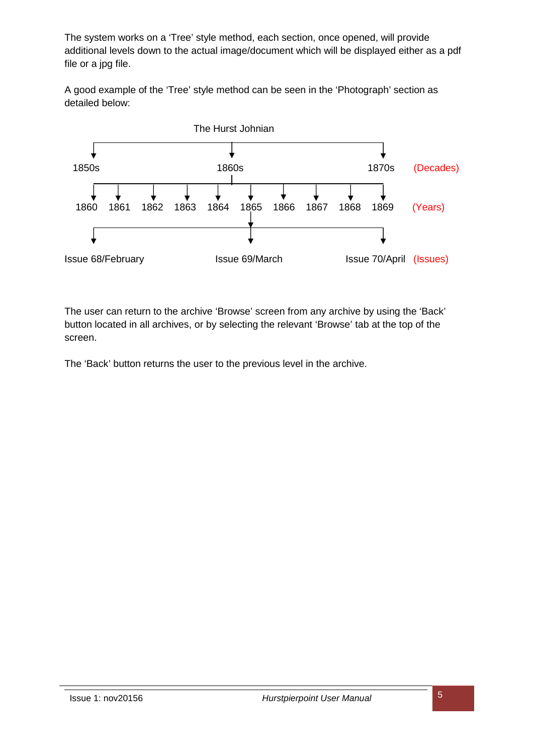The system works on a 'Tree' style method, each section, once opened, will provide additional levels down to the actual image/document which will be displayed either as a pdf file or a jpg file.

A good example of the 'Tree' style method can be seen in the 'Photograph' section as detailed below:

The Hurst Johnian

1850s 1860s 1870s (Decades)

1860 1861 1862 1863 1864 1865 1866 1867 1868 1869 (Years)

Issue 68/February Issue 69/March Issue 70/April (Issues)

The user can return to the archive 'Browse' screen from any archive by using the 'Back' button located in all archives, or by selecting the relevant 'Browse' tab at the top of the screen.

The 'Back' button returns the user to the previous level in the archive.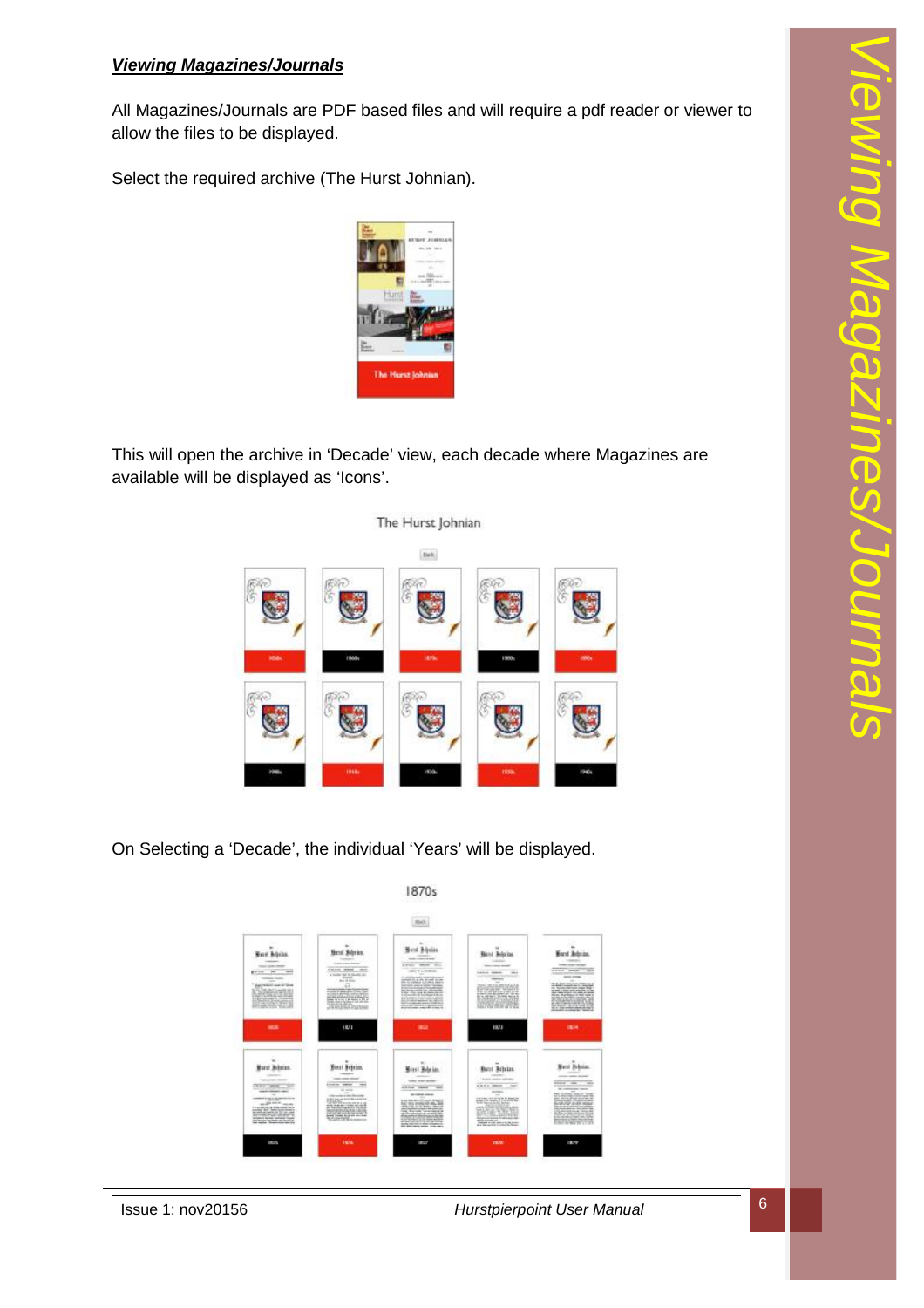***Viewing Magazines/Journals***

All Magazines/Journals are PDF based files and will require a pdf reader or viewer to allow the files to be displayed.

Select the required archive (The Hurst Johnian).

This will open the archive in 'Decade' view, each decade where Magazines are available will be displayed as 'Icons'.

On Selecting a 'Decade', the individual 'Years' will be displayed.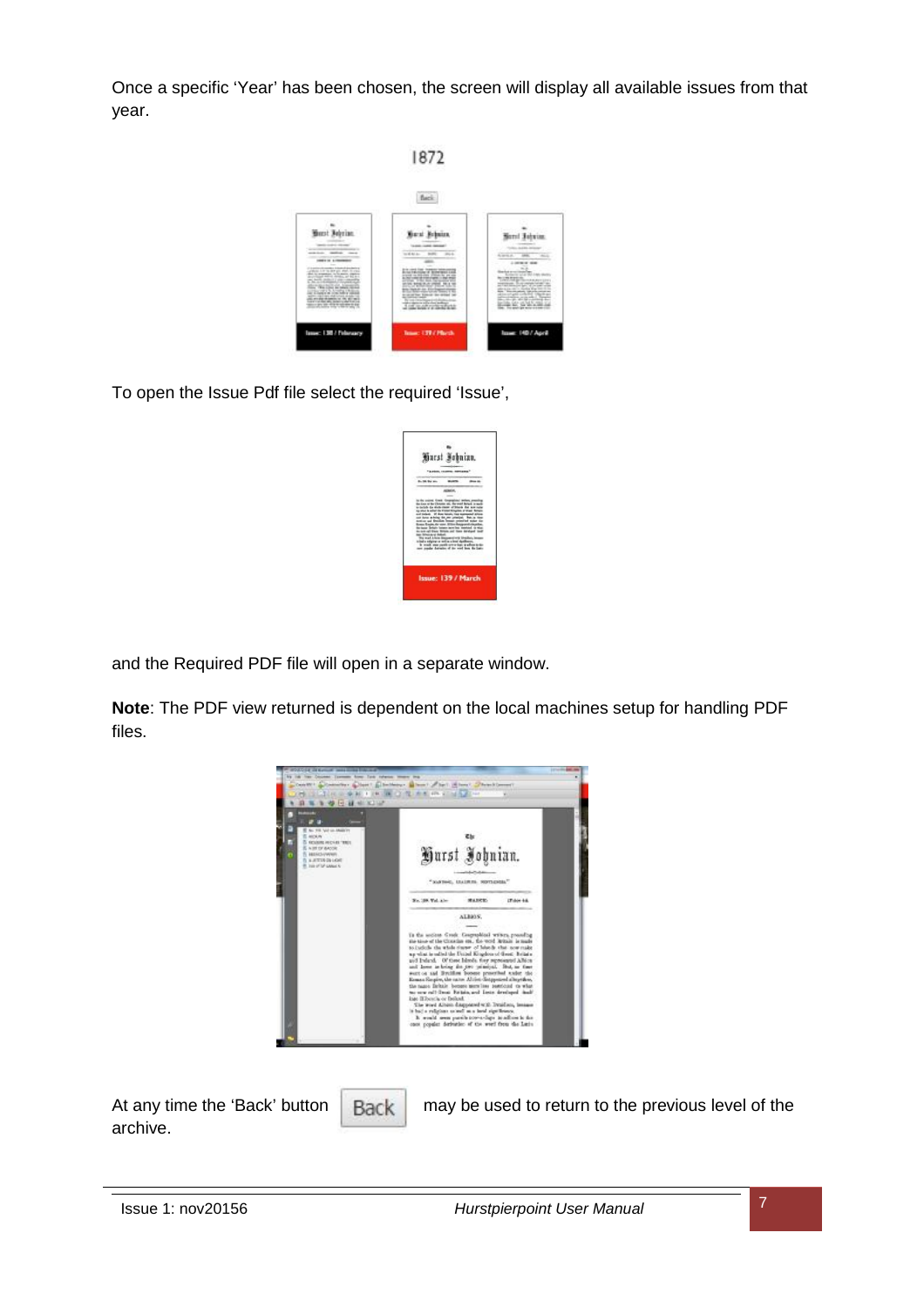Once a specific 'Year' has been chosen, the screen will display all available issues from that year.

To open the Issue Pdf file select the required 'Issue',

and the Required PDF file will open in a separate window.

**Note**: The PDF view returned is dependent on the local machines setup for handling PDF files.

At any time the 'Back' button may be used to return to the previous level of the archive.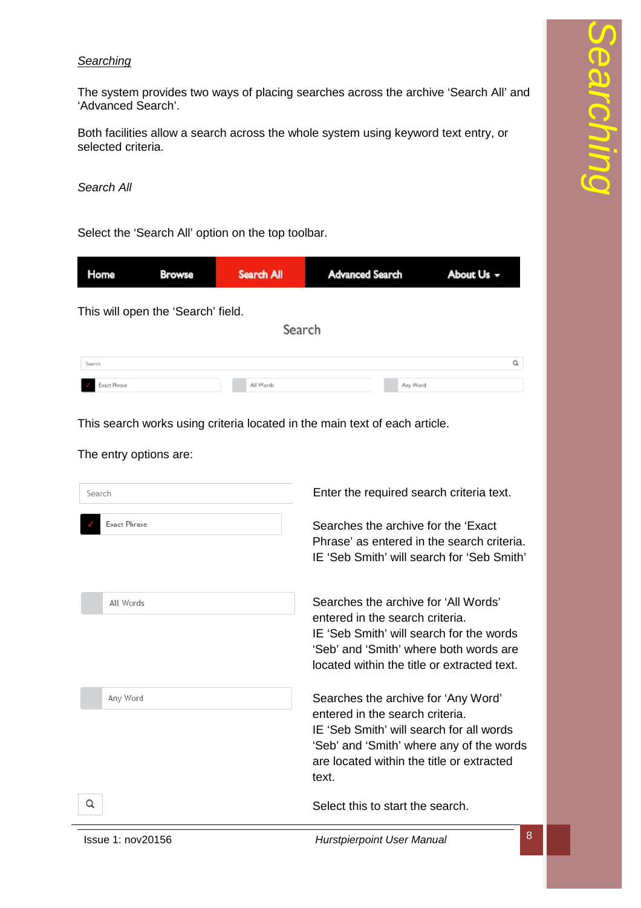## Searching

The system provides two ways of placing searches across the archive 'Search All' and 'Advanced Search'.

Both facilities allow a search across the whole system using keyword text entry, or selected criteria.

### *Search All*

Select the 'Search All' option on the top toolbar.

Home | Browse | Search All | Advanced Search | About Us

This will open the 'Search' field.

Search

This search works using criteria located in the main text of each article.

The entry options are:

| Option | Description |
|---|---|
| Search | Enter the required search criteria text. |
| Exact Phrase | Searches the archive for the 'Exact Phrase' as entered in the search criteria. IE 'Seb Smith' will search for 'Seb Smith' |
| All Words | Searches the archive for 'All Words' entered in the search criteria. IE 'Seb Smith' will search for the words 'Seb' and 'Smith' where both words are located within the title or extracted text. |
| Any Word | Searches the archive for 'Any Word' entered in the search criteria. IE 'Seb Smith' will search for all words 'Seb' and 'Smith' where any of the words are located within the title or extracted text. |
| (Search icon) | Select this to start the search. |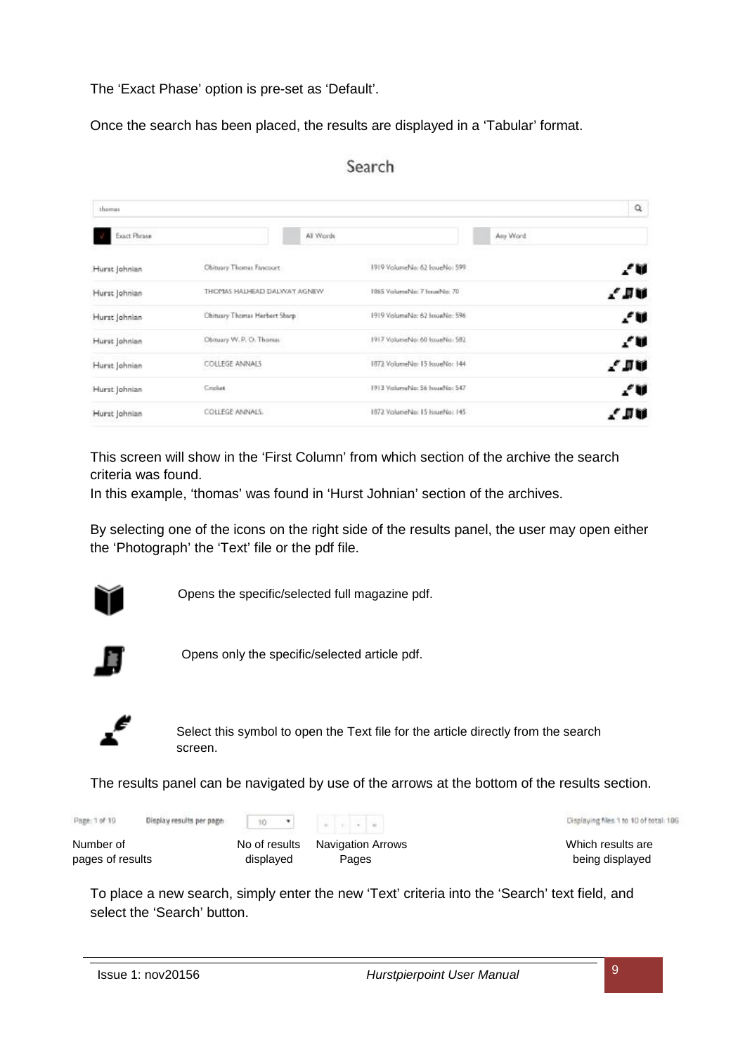The 'Exact Phase' option is pre-set as 'Default'.

Once the search has been placed, the results are displayed in a 'Tabular' format.

Search

thomas

Exact Phrase | All Words | Any Word

| | | | |
|---|---|---|---|
| Hurst Johnian | Obituary Thomas Fancourt | 1919 VolumeNo: 62 IssueNo: 599 | |
| Hurst Johnian | THOMAS HALHEAD DALWAY AGNEW | 1865 VolumeNo: 7 IssueNo: 70 | |
| Hurst Johnian | Obituary Thomas Herbert Sharp | 1919 VolumeNo: 62 IssueNo: 596 | |
| Hurst Johnian | Obituary W. P. O. Thomas | 1917 VolumeNo: 60 IssueNo: 582 | |
| Hurst Johnian | COLLEGE ANNALS | 1872 VolumeNo: 15 IssueNo: 144 | |
| Hurst Johnian | Cricket | 1913 VolumeNo: 56 IssueNo: 547 | |
| Hurst Johnian | COLLEGE ANNALS. | 1872 VolumeNo: 15 IssueNo: 145 | |

This screen will show in the 'First Column' from which section of the archive the search criteria was found.
In this example, 'thomas' was found in 'Hurst Johnian' section of the archives.

By selecting one of the icons on the right side of the results panel, the user may open either the 'Photograph' the 'Text' file or the pdf file.

Opens the specific/selected full magazine pdf.

Opens only the specific/selected article pdf.

Select this symbol to open the Text file for the article directly from the search screen.

The results panel can be navigated by use of the arrows at the bottom of the results section.

| Page: 1 of 19 | Display results per page: 10 | « ‹ › » | Displaying files 1 to 10 of total: 186 |
|---|---|---|---|
| Number of pages of results | No of results displayed | Navigation Arrows Pages | Which results are being displayed |

To place a new search, simply enter the new 'Text' criteria into the 'Search' text field, and select the 'Search' button.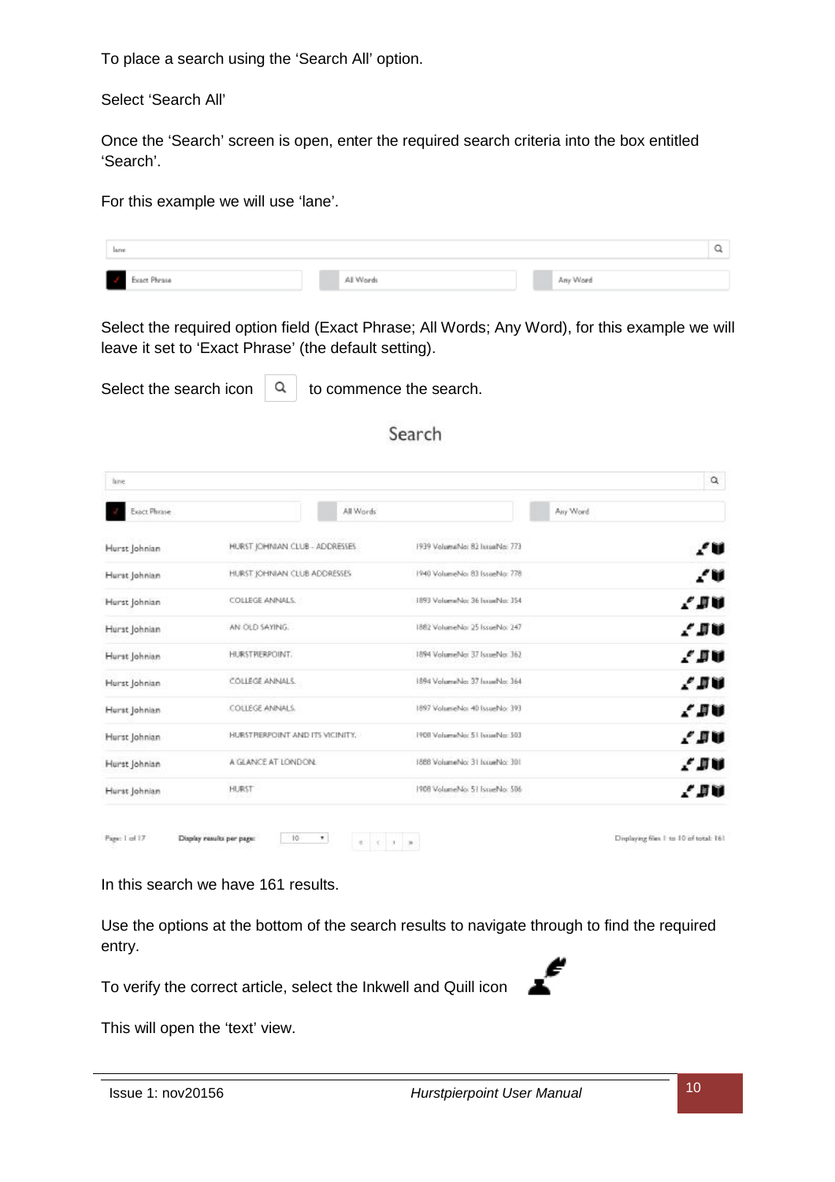To place a search using the 'Search All' option.

Select 'Search All'

Once the 'Search' screen is open, enter the required search criteria into the box entitled 'Search'.

For this example we will use 'lane'.

| lane | |
|---|---|
| Exact Phrase | All Words | Any Word |

Select the required option field (Exact Phrase; All Words; Any Word), for this example we will leave it set to 'Exact Phrase' (the default setting).

Select the search icon to commence the search.

Search

| | | |
|---|---|---|
| Hurst Johnian | HURST JOHNIAN CLUB - ADDRESSES | 1939 VolumeNo: 82 IssueNo: 773 |
| Hurst Johnian | HURST JOHNIAN CLUB ADDRESSES | 1940 VolumeNo: 83 IssueNo: 778 |
| Hurst Johnian | COLLEGE ANNALS. | 1893 VolumeNo: 36 IssueNo: 354 |
| Hurst Johnian | AN OLD SAYING. | 1882 VolumeNo: 25 IssueNo: 247 |
| Hurst Johnian | HURSTPIERPOINT. | 1894 VolumeNo: 37 IssueNo: 362 |
| Hurst Johnian | COLLEGE ANNALS. | 1894 VolumeNo: 37 IssueNo: 364 |
| Hurst Johnian | COLLEGE ANNALS. | 1897 VolumeNo: 40 IssueNo: 393 |
| Hurst Johnian | HURSTPIERPOINT AND ITS VICINITY. | 1908 VolumeNo: 51 IssueNo: 503 |
| Hurst Johnian | A GLANCE AT LONDON. | 1888 VolumeNo: 31 IssueNo: 301 |
| Hurst Johnian | HURST | 1908 VolumeNo: 51 IssueNo: 506 |

Page: 1 of 17 Display results per page: 10 Displaying files 1 to 10 of total: 161

In this search we have 161 results.

Use the options at the bottom of the search results to navigate through to find the required entry.

To verify the correct article, select the Inkwell and Quill icon

This will open the 'text' view.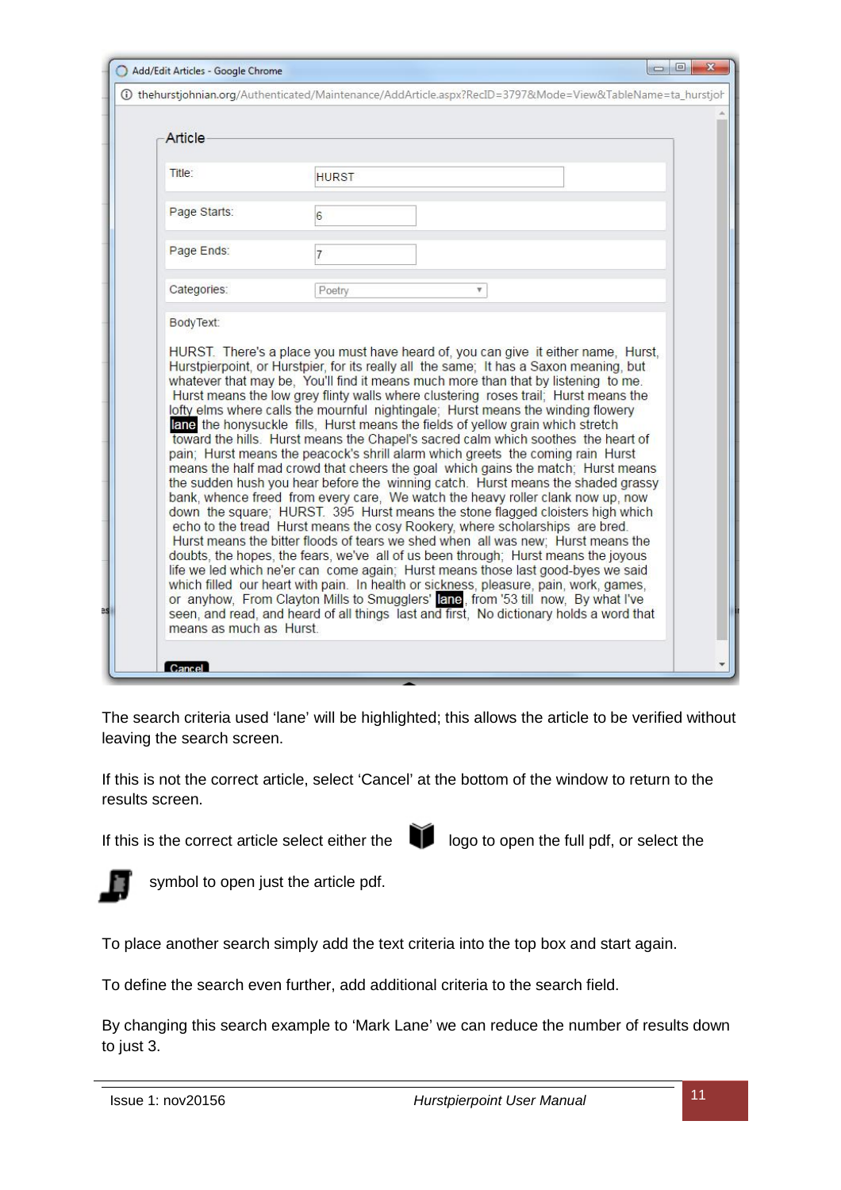Add/Edit Articles - Google Chrome

thehurstjohnian.org/Authenticated/Maintenance/AddArticle.aspx?RecID=3797&Mode=View&TableName=ta_hurstjoh

**Article**

| | |
|---|---|
| Title: | HURST |
| Page Starts: | 6 |
| Page Ends: | 7 |
| Categories: | Poetry |

BodyText:

HURST. There's a place you must have heard of, you can give it either name, Hurst, Hurstpierpoint, or Hurstpier, for its really all the same; It has a Saxon meaning, but whatever that may be, You'll find it means much more than that by listening to me. Hurst means the low grey flinty walls where clustering roses trail; Hurst means the lofty elms where calls the mournful nightingale; Hurst means the winding flowery **lane** the honysuckle fills, Hurst means the fields of yellow grain which stretch toward the hills. Hurst means the Chapel's sacred calm which soothes the heart of pain; Hurst means the peacock's shrill alarm which greets the coming rain Hurst means the half mad crowd that cheers the goal which gains the match; Hurst means the sudden hush you hear before the winning catch. Hurst means the shaded grassy bank, whence freed from every care, We watch the heavy roller clank now up, now down the square; HURST. 395 Hurst means the stone flagged cloisters high which echo to the tread Hurst means the cosy Rookery, where scholarships are bred. Hurst means the bitter floods of tears we shed when all was new; Hurst means the doubts, the hopes, the fears, we've all of us been through; Hurst means the joyous life we led which ne'er can come again; Hurst means those last good-byes we said which filled our heart with pain. In health or sickness, pleasure, pain, work, games, or anyhow, From Clayton Mills to Smugglers' **lane**, from '53 till now, By what I've seen, and read, and heard of all things last and first, No dictionary holds a word that means as much as Hurst.

Cancel

The search criteria used 'lane' will be highlighted; this allows the article to be verified without leaving the search screen.

If this is not the correct article, select 'Cancel' at the bottom of the window to return to the results screen.

If this is the correct article select either the logo to open the full pdf, or select the symbol to open just the article pdf.

To place another search simply add the text criteria into the top box and start again.

To define the search even further, add additional criteria to the search field.

By changing this search example to 'Mark Lane' we can reduce the number of results down to just 3.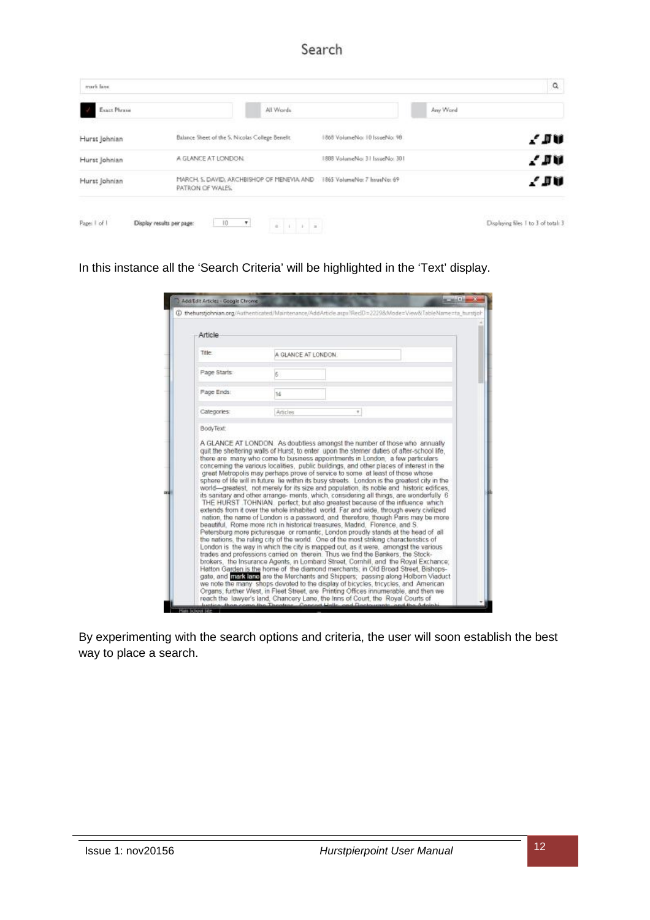# Search

| | | | |
|---|---|---|---|
| Hurst Johnian | Balance Sheet of the S. Nicolas College Benefit | 1868 VolumeNo: 10 IssueNo: 98 | |
| Hurst Johnian | A GLANCE AT LONDON. | 1888 VolumeNo: 31 IssueNo: 301 | |
| Hurst Johnian | MARCH. S. DAVID, ARCHBISHOP OF MENEVIA AND PATRON OF WALES. | 1865 VolumeNo: 7 IssueNo: 69 | |

In this instance all the 'Search Criteria' will be highlighted in the 'Text' display.

By experimenting with the search options and criteria, the user will soon establish the best way to place a search.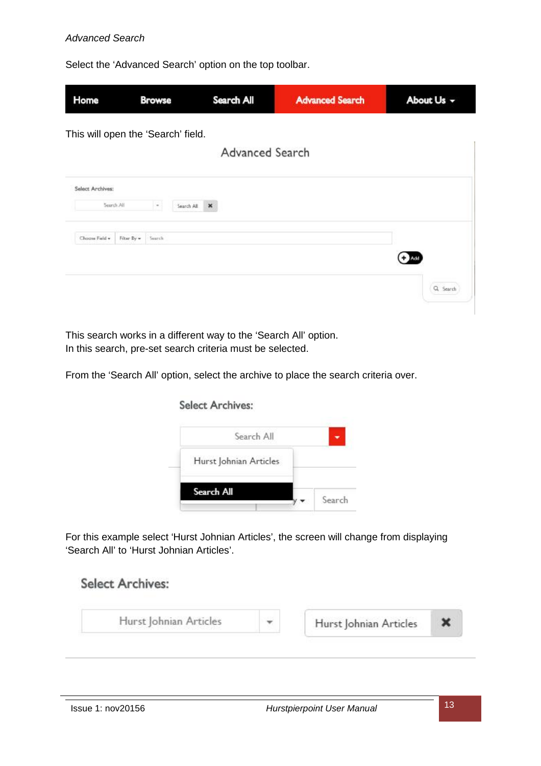*Advanced Search*

Select the 'Advanced Search' option on the top toolbar.

This will open the 'Search' field.

This search works in a different way to the 'Search All' option.
In this search, pre-set search criteria must be selected.

From the 'Search All' option, select the archive to place the search criteria over.

For this example select 'Hurst Johnian Articles', the screen will change from displaying 'Search All' to 'Hurst Johnian Articles'.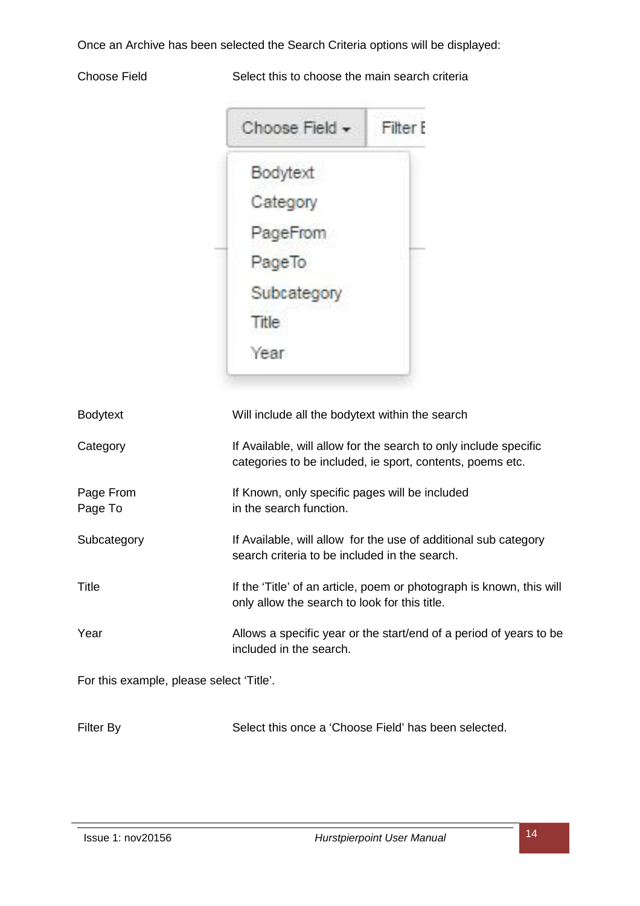Once an Archive has been selected the Search Criteria options will be displayed:

| | |
|---|---|
| Choose Field | Select this to choose the main search criteria |

| | |
|---|---|
| Bodytext | Will include all the bodytext within the search |
| Category | If Available, will allow for the search to only include specific categories to be included, ie sport, contents, poems etc. |
| Page From<br>Page To | If Known, only specific pages will be included in the search function. |
| Subcategory | If Available, will allow for the use of additional sub category search criteria to be included in the search. |
| Title | If the 'Title' of an article, poem or photograph is known, this will only allow the search to look for this title. |
| Year | Allows a specific year or the start/end of a period of years to be included in the search. |

For this example, please select 'Title'.

| | |
|---|---|
| Filter By | Select this once a 'Choose Field' has been selected. |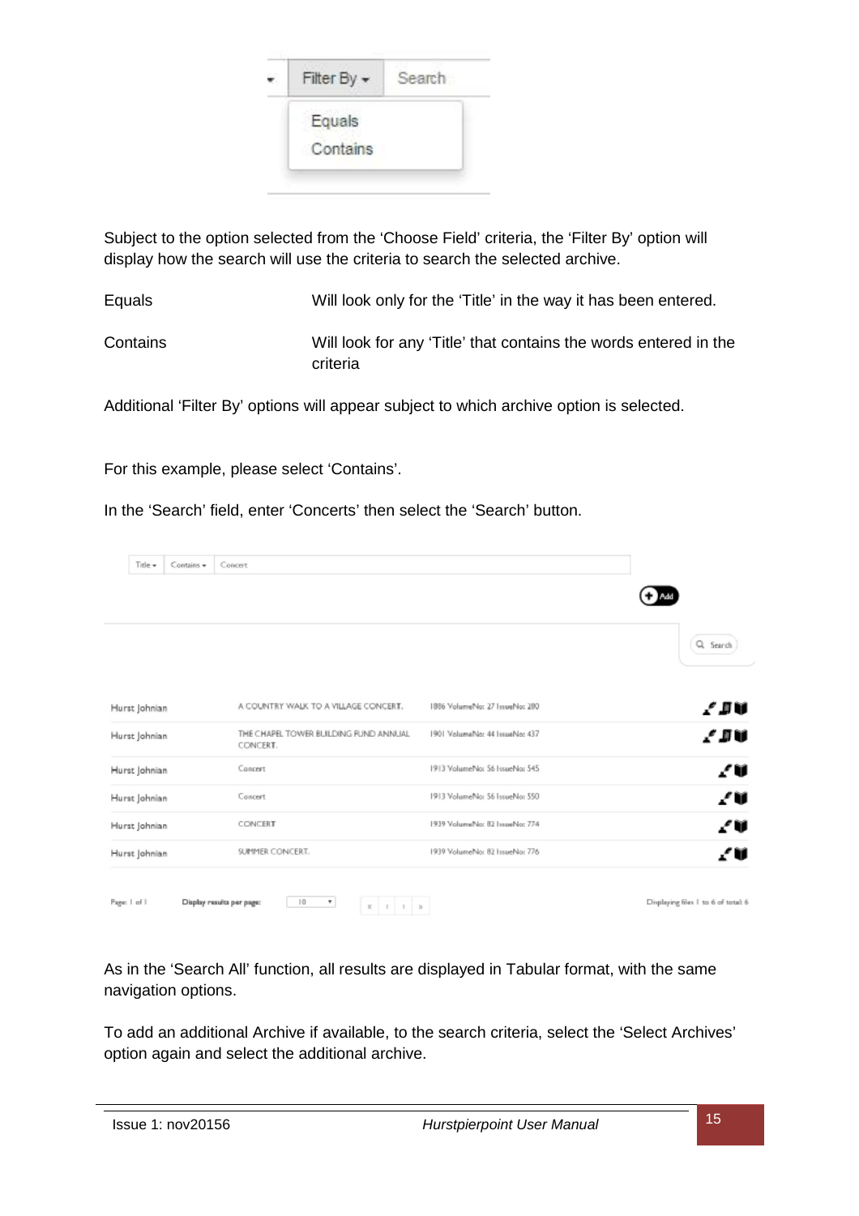Subject to the option selected from the 'Choose Field' criteria, the 'Filter By' option will display how the search will use the criteria to search the selected archive.

| | |
|---|---|
| Equals | Will look only for the 'Title' in the way it has been entered. |
| Contains | Will look for any 'Title' that contains the words entered in the criteria |

Additional 'Filter By' options will appear subject to which archive option is selected.

For this example, please select 'Contains'.

In the 'Search' field, enter 'Concerts' then select the 'Search' button.

As in the 'Search All' function, all results are displayed in Tabular format, with the same navigation options.

To add an additional Archive if available, to the search criteria, select the 'Select Archives' option again and select the additional archive.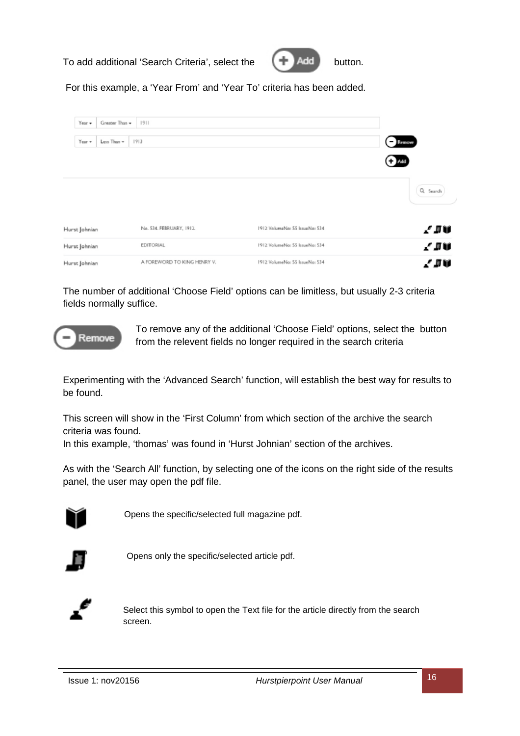To add additional 'Search Criteria', select the **Add** button.

For this example, a 'Year From' and 'Year To' criteria has been added.

| Year | Greater Than | 1911 |
|---|---|---|
| Year | Less Than | 1913 |

| | | |
|---|---|---|
| Hurst Johnian | No. 534, FEBRUARY, 1912. | 1912 VolumeNo: 55 IssueNo: 534 |
| Hurst Johnian | EDITORIAL | 1912 VolumeNo: 55 IssueNo: 534 |
| Hurst Johnian | A FOREWORD TO KING HENRY V. | 1912 VolumeNo: 55 IssueNo: 534 |

The number of additional 'Choose Field' options can be limitless, but usually 2-3 criteria fields normally suffice.

**Remove** To remove any of the additional 'Choose Field' options, select the button from the relevent fields no longer required in the search criteria

Experimenting with the 'Advanced Search' function, will establish the best way for results to be found.

This screen will show in the 'First Column' from which section of the archive the search criteria was found.
In this example, 'thomas' was found in 'Hurst Johnian' section of the archives.

As with the 'Search All' function, by selecting one of the icons on the right side of the results panel, the user may open the pdf file.

Opens the specific/selected full magazine pdf.

Opens only the specific/selected article pdf.

Select this symbol to open the Text file for the article directly from the search screen.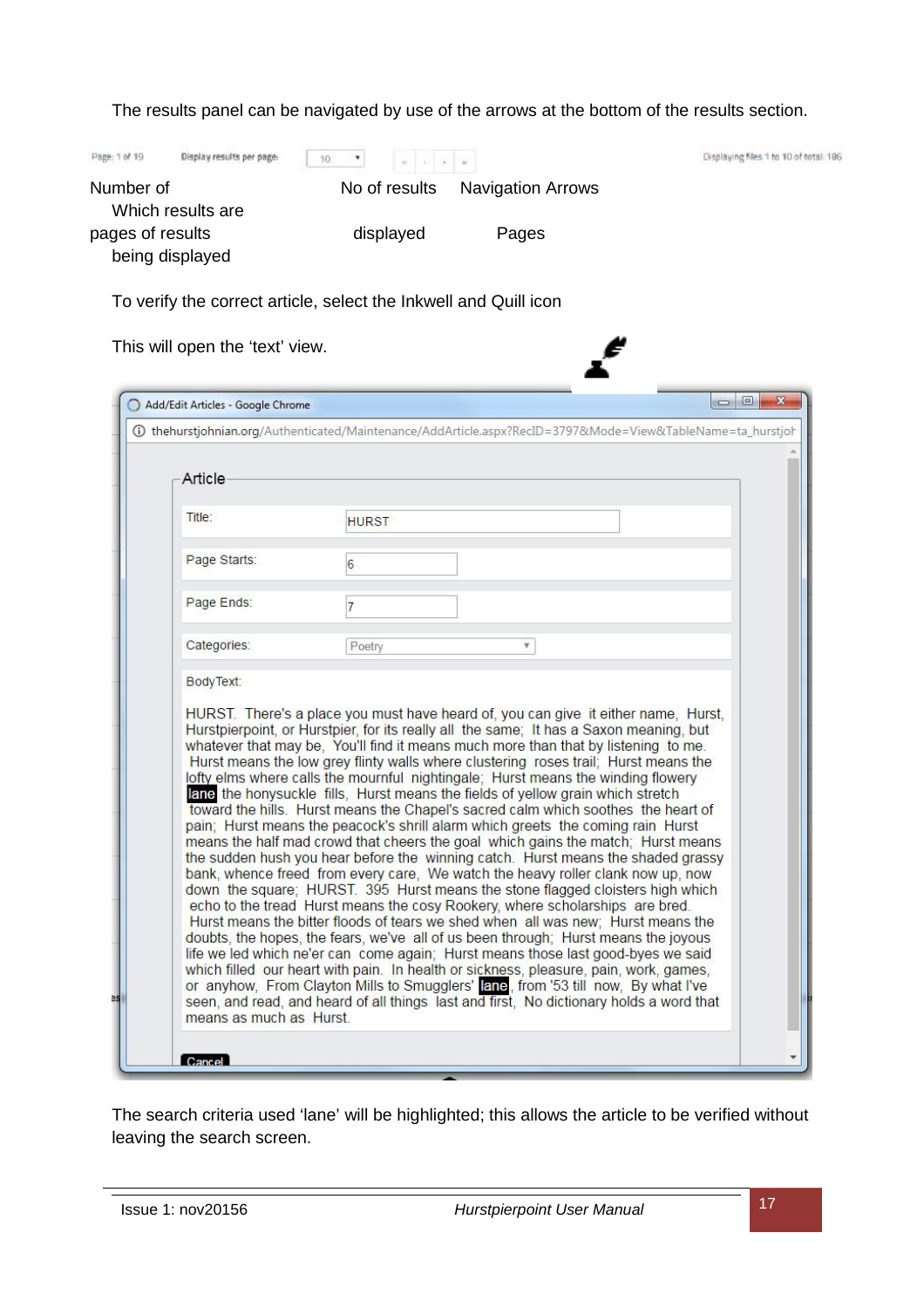The results panel can be navigated by use of the arrows at the bottom of the results section.

Page: 1 of 19 Display results per page: 10 Displaying files 1 to 10 of total: 186

| Number of pages of results | Which results are being displayed | No of results displayed | Navigation Arrows | Pages |
|---|---|---|---|---|

To verify the correct article, select the Inkwell and Quill icon

This will open the 'text' view.

Add/Edit Articles - Google Chrome

thehurstjohnian.org/Authenticated/Maintenance/AddArticle.aspx?RecID=3797&Mode=View&TableName=ta_hurstjoh

**Article**

| | |
|---|---|
| Title: | HURST |
| Page Starts: | 6 |
| Page Ends: | 7 |
| Categories: | Poetry |

BodyText:

HURST. There's a place you must have heard of, you can give it either name, Hurst, Hurstpierpoint, or Hurstpier, for its really all the same; It has a Saxon meaning, but whatever that may be, You'll find it means much more than that by listening to me. Hurst means the low grey flinty walls where clustering roses trail; Hurst means the lofty elms where calls the mournful nightingale; Hurst means the winding flowery **lane** the honysuckle fills, Hurst means the fields of yellow grain which stretch toward the hills. Hurst means the Chapel's sacred calm which soothes the heart of pain; Hurst means the peacock's shrill alarm which greets the coming rain Hurst means the half mad crowd that cheers the goal which gains the match; Hurst means the sudden hush you hear before the winning catch. Hurst means the shaded grassy bank, whence freed from every care, We watch the heavy roller clank now up, now down the square; HURST. 395 Hurst means the stone flagged cloisters high which echo to the tread Hurst means the cosy Rookery, where scholarships are bred. Hurst means the bitter floods of tears we shed when all was new; Hurst means the doubts, the hopes, the fears, we've all of us been through; Hurst means the joyous life we led which ne'er can come again; Hurst means those last good-byes we said which filled our heart with pain. In health or sickness, pleasure, pain, work, games, or anyhow, From Clayton Mills to Smugglers' **lane**, from '53 till now, By what I've seen, and read, and heard of all things last and first, No dictionary holds a word that means as much as Hurst.

Cancel

The search criteria used 'lane' will be highlighted; this allows the article to be verified without leaving the search screen.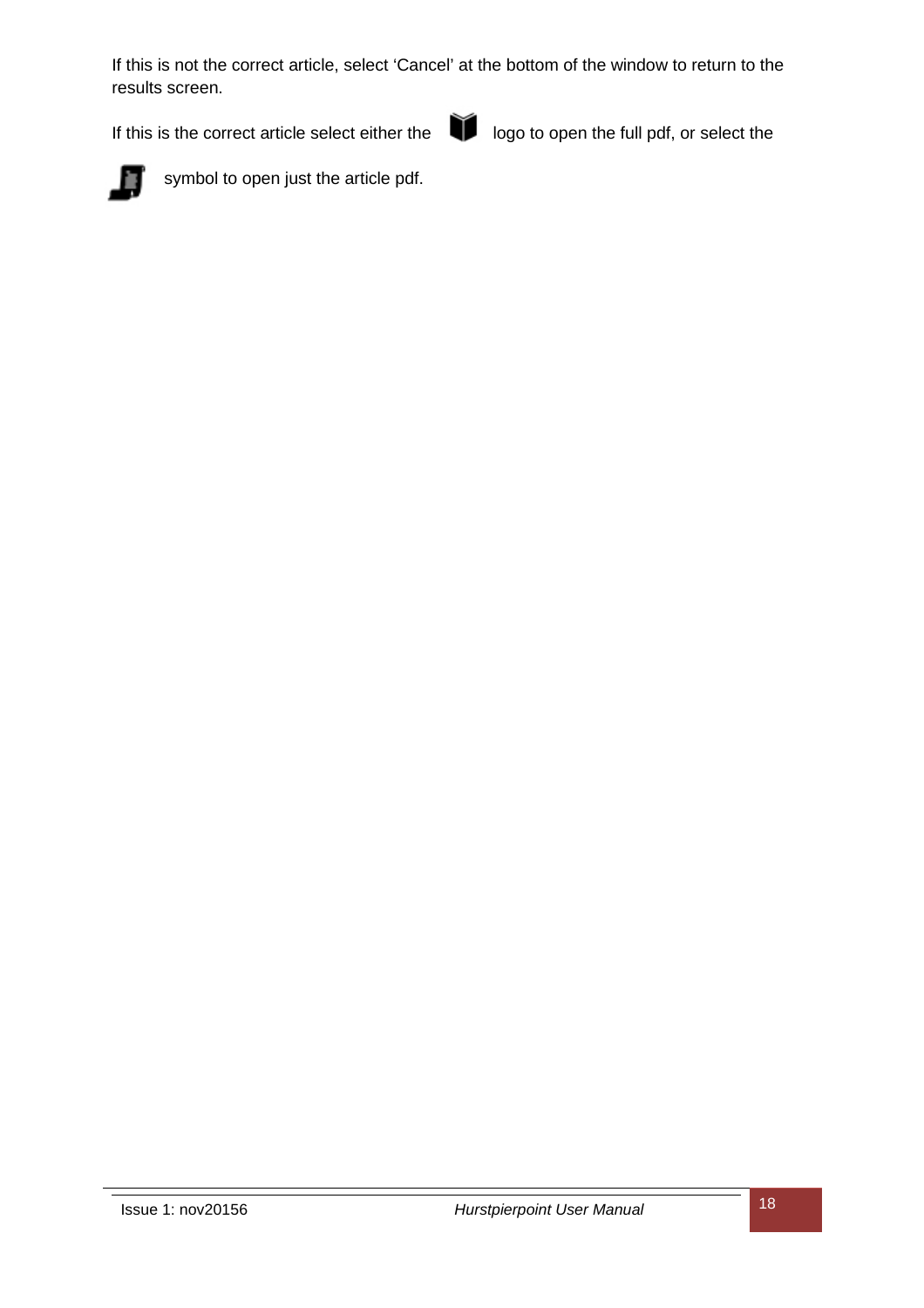If this is not the correct article, select ‘Cancel’ at the bottom of the window to return to the results screen.

If this is the correct article select either the logo to open the full pdf, or select the symbol to open just the article pdf.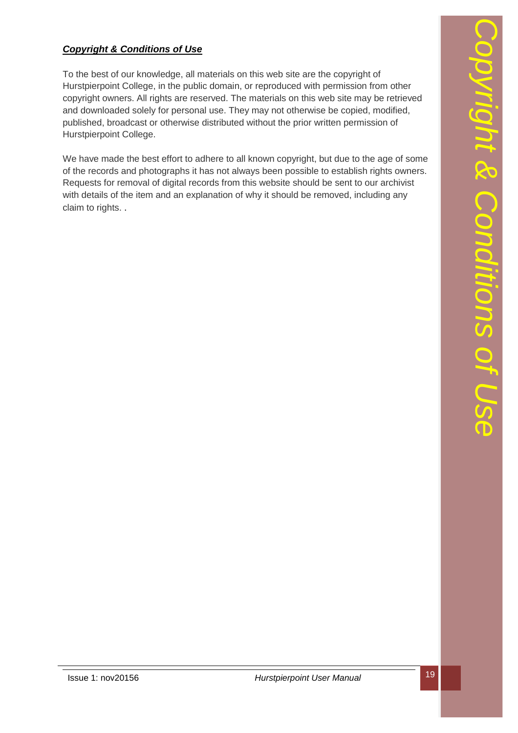***Copyright & Conditions of Use***

To the best of our knowledge, all materials on this web site are the copyright of Hurstpierpoint College, in the public domain, or reproduced with permission from other copyright owners. All rights are reserved. The materials on this web site may be retrieved and downloaded solely for personal use. They may not otherwise be copied, modified, published, broadcast or otherwise distributed without the prior written permission of Hurstpierpoint College.

We have made the best effort to adhere to all known copyright, but due to the age of some of the records and photographs it has not always been possible to establish rights owners. Requests for removal of digital records from this website should be sent to our archivist with details of the item and an explanation of why it should be removed, including any claim to rights. .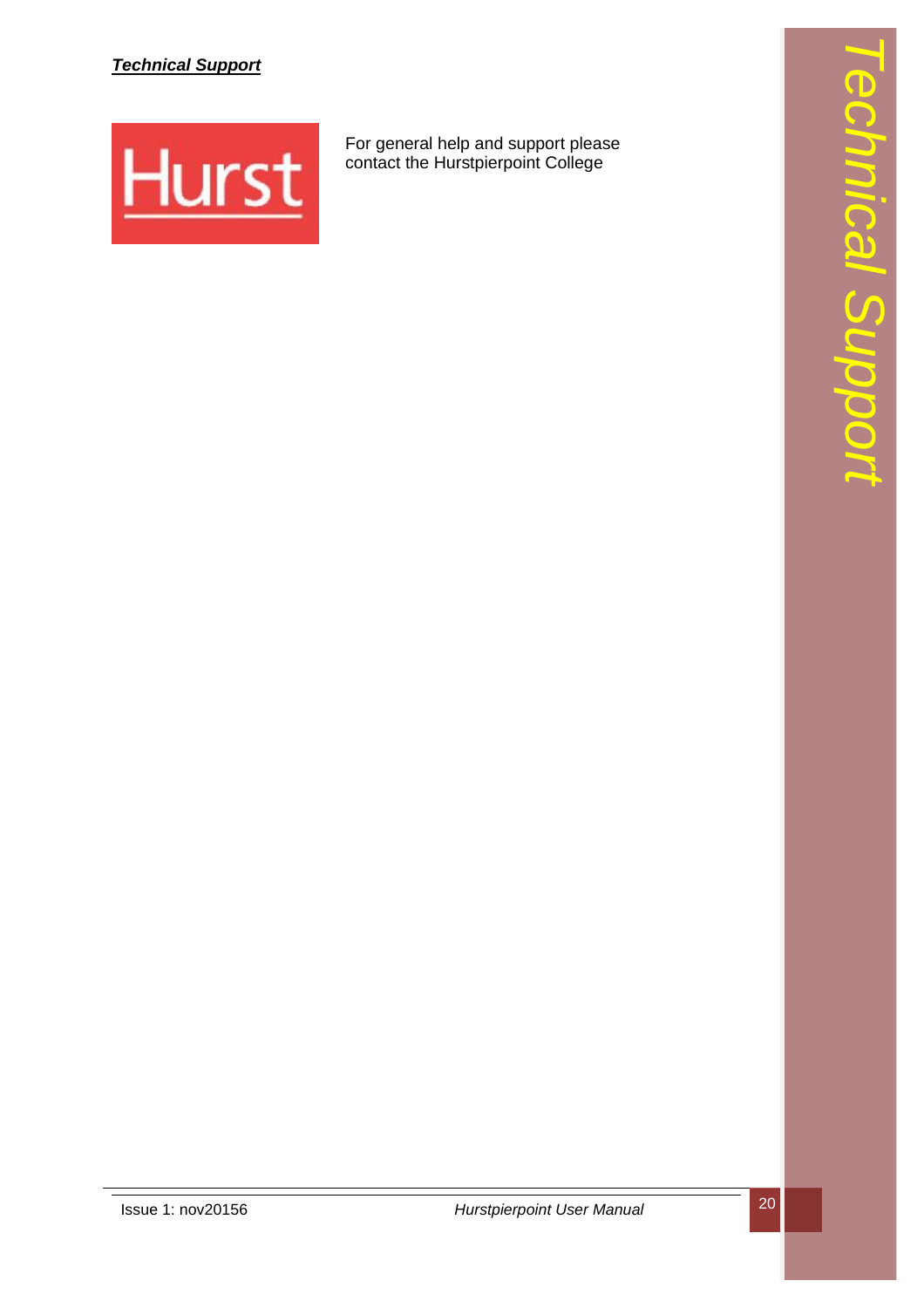***Technical Support***

Hurst

For general help and support please contact the Hurstpierpoint College